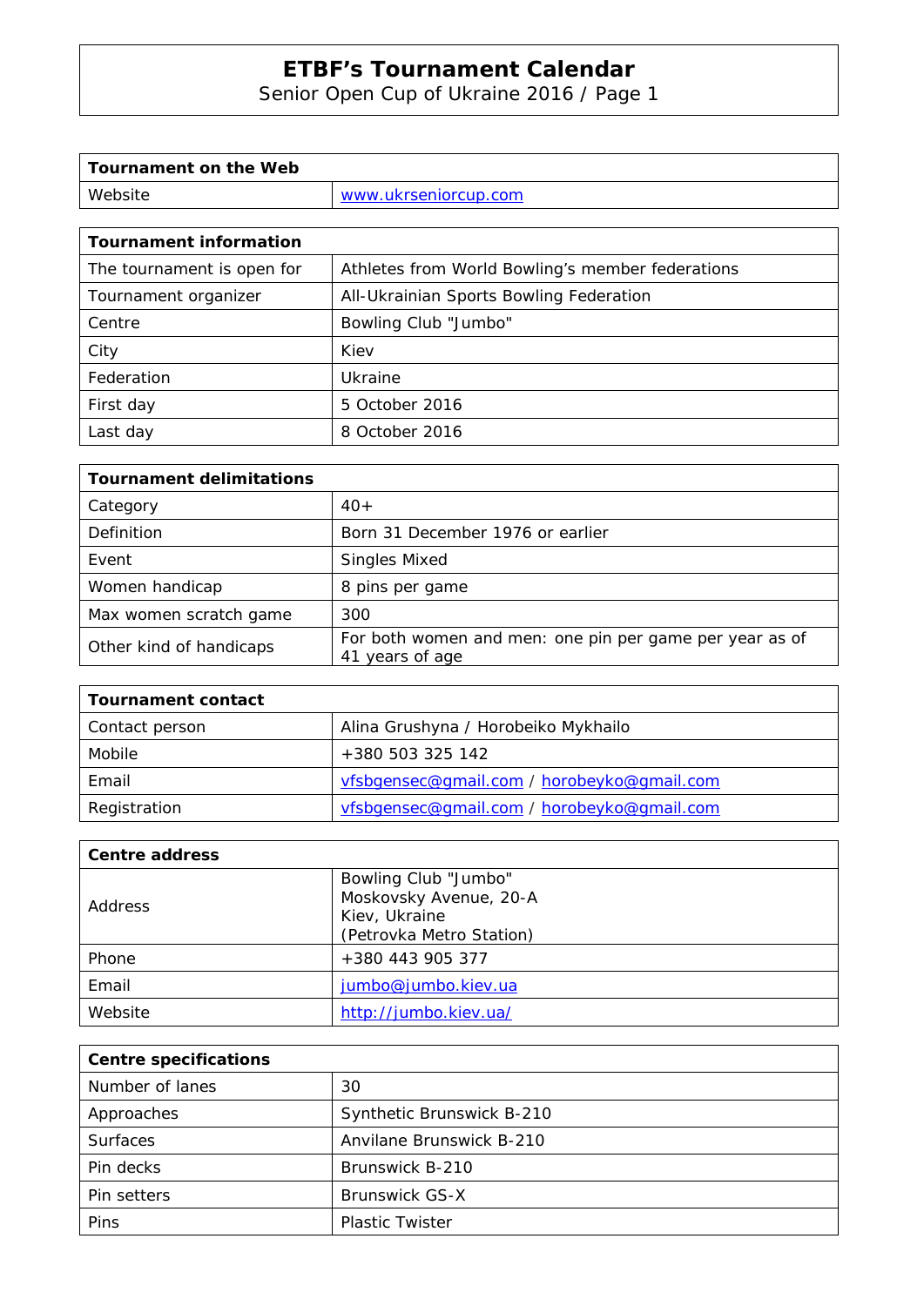# ETBF's Tournament Calendar

Senior Open Cup of Ukraine 2016 / Page 1

| Tournament on the Web | |
|---|---|
| Website | www.ukrseniorcup.com |

| Tournament information | |
|---|---|
| The tournament is open for | Athletes from World Bowling's member federations |
| Tournament organizer | All-Ukrainian Sports Bowling Federation |
| Centre | Bowling Club "Jumbo" |
| City | Kiev |
| Federation | Ukraine |
| First day | 5 October 2016 |
| Last day | 8 October 2016 |

| Tournament delimitations | |
|---|---|
| Category | 40+ |
| Definition | Born 31 December 1976 or earlier |
| Event | Singles Mixed |
| Women handicap | 8 pins per game |
| Max women scratch game | 300 |
| Other kind of handicaps | For both women and men: one pin per game per year as of 41 years of age |

| Tournament contact | |
|---|---|
| Contact person | Alina Grushyna / Horobeiko Mykhailo |
| Mobile | +380 503 325 142 |
| Email | vfsbgensec@gmail.com / horobeyko@gmail.com |
| Registration | vfsbgensec@gmail.com / horobeyko@gmail.com |

| Centre address | |
|---|---|
| Address | Bowling Club "Jumbo"<br>Moskovsky Avenue, 20-A<br>Kiev, Ukraine<br>(Petrovka Metro Station) |
| Phone | +380 443 905 377 |
| Email | jumbo@jumbo.kiev.ua |
| Website | http://jumbo.kiev.ua/ |

| Centre specifications | |
|---|---|
| Number of lanes | 30 |
| Approaches | Synthetic Brunswick B-210 |
| Surfaces | Anvilane Brunswick B-210 |
| Pin decks | Brunswick B-210 |
| Pin setters | Brunswick GS-X |
| Pins | Plastic Twister |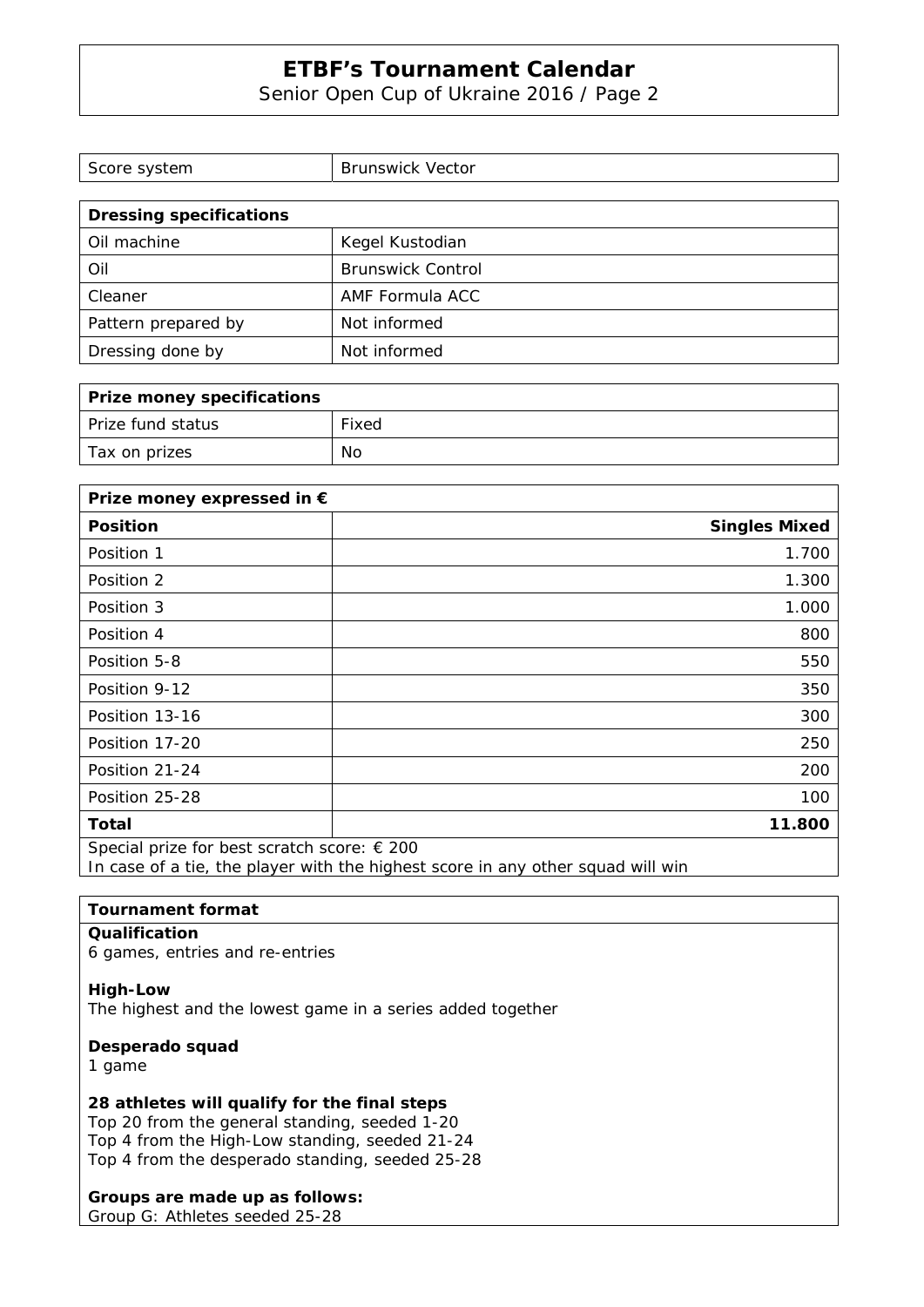| Score system | Brunswick Vector |
|---|---|

| Dressing specifications | |
|---|---|
| Oil machine | Kegel Kustodian |
| Oil | Brunswick Control |
| Cleaner | AMF Formula ACC |
| Pattern prepared by | Not informed |
| Dressing done by | Not informed |

| Prize money specifications | |
|---|---|
| Prize fund status | Fixed |
| Tax on prizes | No |

| Prize money expressed in € | |
|---|---|
| **Position** | **Singles Mixed** |
| Position 1 | 1.700 |
| Position 2 | 1.300 |
| Position 3 | 1.000 |
| Position 4 | 800 |
| Position 5-8 | 550 |
| Position 9-12 | 350 |
| Position 13-16 | 300 |
| Position 17-20 | 250 |
| Position 21-24 | 200 |
| Position 25-28 | 100 |
| **Total** | **11.800** |

Special prize for best scratch score: € 200
In case of a tie, the player with the highest score in any other squad will win

## Tournament format

**Qualification**
6 games, entries and re-entries

**High-Low**
The highest and the lowest game in a series added together

**Desperado squad**
1 game

**28 athletes will qualify for the final steps**
Top 20 from the general standing, seeded 1-20
Top 4 from the High-Low standing, seeded 21-24
Top 4 from the desperado standing, seeded 25-28

**Groups are made up as follows:**
Group G: Athletes seeded 25-28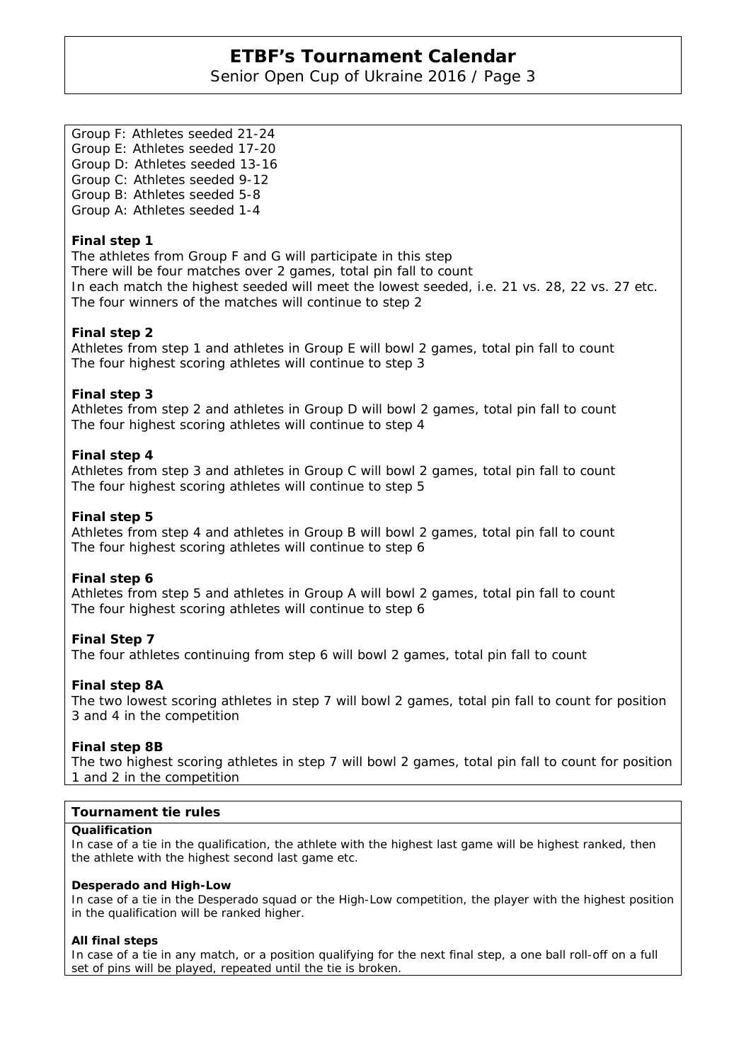Group F: Athletes seeded 21-24
Group E: Athletes seeded 17-20
Group D: Athletes seeded 13-16
Group C: Athletes seeded 9-12
Group B: Athletes seeded 5-8
Group A: Athletes seeded 1-4

**Final step 1**
The athletes from Group F and G will participate in this step
There will be four matches over 2 games, total pin fall to count
In each match the highest seeded will meet the lowest seeded, i.e. 21 vs. 28, 22 vs. 27 etc.
The four winners of the matches will continue to step 2

**Final step 2**
Athletes from step 1 and athletes in Group E will bowl 2 games, total pin fall to count
The four highest scoring athletes will continue to step 3

**Final step 3**
Athletes from step 2 and athletes in Group D will bowl 2 games, total pin fall to count
The four highest scoring athletes will continue to step 4

**Final step 4**
Athletes from step 3 and athletes in Group C will bowl 2 games, total pin fall to count
The four highest scoring athletes will continue to step 5

**Final step 5**
Athletes from step 4 and athletes in Group B will bowl 2 games, total pin fall to count
The four highest scoring athletes will continue to step 6

**Final step 6**
Athletes from step 5 and athletes in Group A will bowl 2 games, total pin fall to count
The four highest scoring athletes will continue to step 6

**Final Step 7**
The four athletes continuing from step 6 will bowl 2 games, total pin fall to count

**Final step 8A**
The two lowest scoring athletes in step 7 will bowl 2 games, total pin fall to count for position 3 and 4 in the competition

**Final step 8B**
The two highest scoring athletes in step 7 will bowl 2 games, total pin fall to count for position 1 and 2 in the competition

## Tournament tie rules

**Qualification**
In case of a tie in the qualification, the athlete with the highest last game will be highest ranked, then the athlete with the highest second last game etc.

**Desperado and High-Low**
In case of a tie in the Desperado squad or the High-Low competition, the player with the highest position in the qualification will be ranked higher.

**All final steps**
In case of a tie in any match, or a position qualifying for the next final step, a one ball roll-off on a full set of pins will be played, repeated until the tie is broken.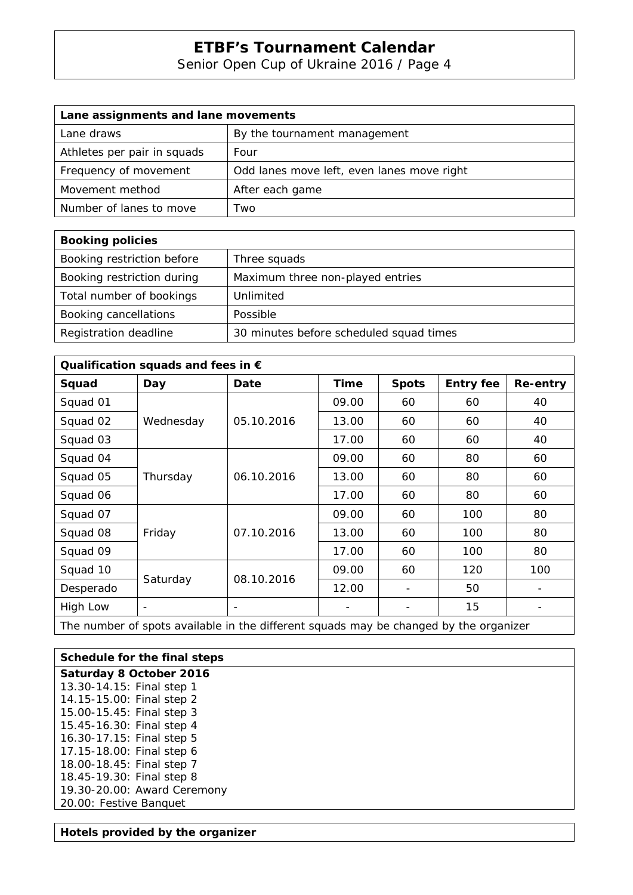| Lane assignments and lane movements | |
|---|---|
| Lane draws | By the tournament management |
| Athletes per pair in squads | Four |
| Frequency of movement | Odd lanes move left, even lanes move right |
| Movement method | After each game |
| Number of lanes to move | Two |

| Booking policies | |
|---|---|
| Booking restriction before | Three squads |
| Booking restriction during | Maximum three non-played entries |
| Total number of bookings | Unlimited |
| Booking cancellations | Possible |
| Registration deadline | 30 minutes before scheduled squad times |

| Qualification squads and fees in € | | | | | | |
|---|---|---|---|---|---|---|
| **Squad** | **Day** | **Date** | **Time** | **Spots** | **Entry fee** | **Re-entry** |
| Squad 01 | Wednesday | 05.10.2016 | 09.00 | 60 | 60 | 40 |
| Squad 02 | | | 13.00 | 60 | 60 | 40 |
| Squad 03 | | | 17.00 | 60 | 60 | 40 |
| Squad 04 | Thursday | 06.10.2016 | 09.00 | 60 | 80 | 60 |
| Squad 05 | | | 13.00 | 60 | 80 | 60 |
| Squad 06 | | | 17.00 | 60 | 80 | 60 |
| Squad 07 | Friday | 07.10.2016 | 09.00 | 60 | 100 | 80 |
| Squad 08 | | | 13.00 | 60 | 100 | 80 |
| Squad 09 | | | 17.00 | 60 | 100 | 80 |
| Squad 10 | Saturday | 08.10.2016 | 09.00 | 60 | 120 | 100 |
| Desperado | | | 12.00 | - | 50 | - |
| High Low | - | - | - | - | 15 | - |
| The number of spots available in the different squads may be changed by the organizer | | | | | | |

**Schedule for the final steps**

**Saturday 8 October 2016**

13.30-14.15: Final step 1
14.15-15.00: Final step 2
15.00-15.45: Final step 3
15.45-16.30: Final step 4
16.30-17.15: Final step 5
17.15-18.00: Final step 6
18.00-18.45: Final step 7
18.45-19.30: Final step 8
19.30-20.00: Award Ceremony
20.00: Festive Banquet

**Hotels provided by the organizer**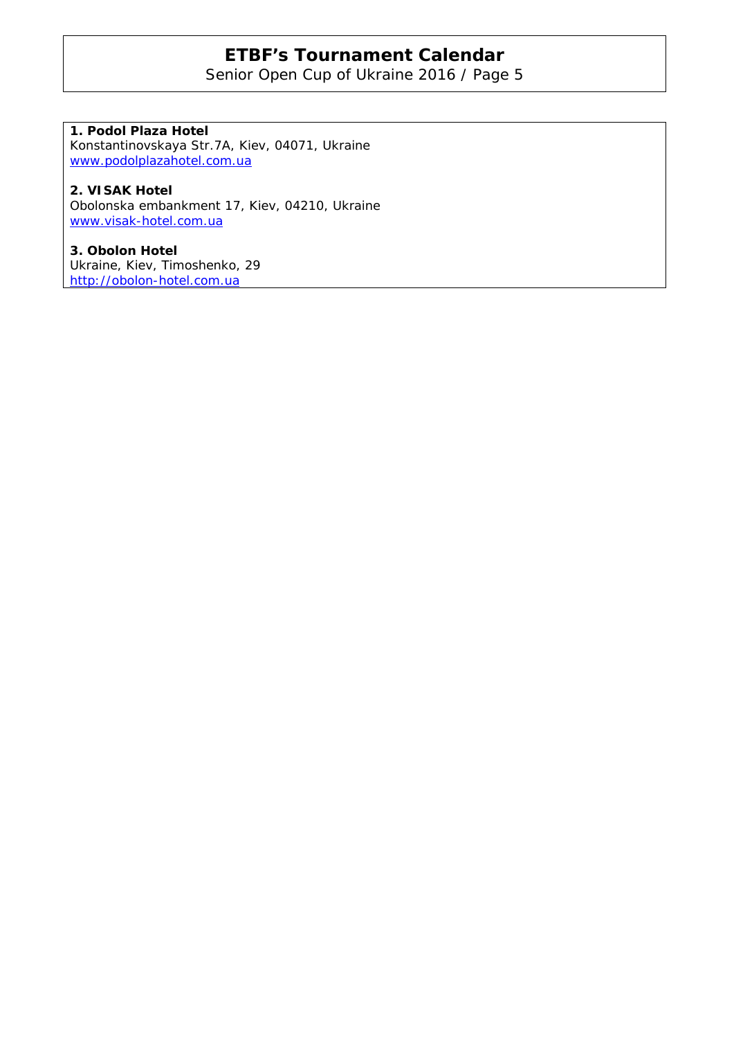**1. Podol Plaza Hotel**
Konstantinovskaya Str.7A, Kiev, 04071, Ukraine
www.podolplazahotel.com.ua

**2. VISAK Hotel**
Obolonska embankment 17, Kiev, 04210, Ukraine
www.visak-hotel.com.ua

**3. Obolon Hotel**
Ukraine, Kiev, Timoshenko, 29
http://obolon-hotel.com.ua